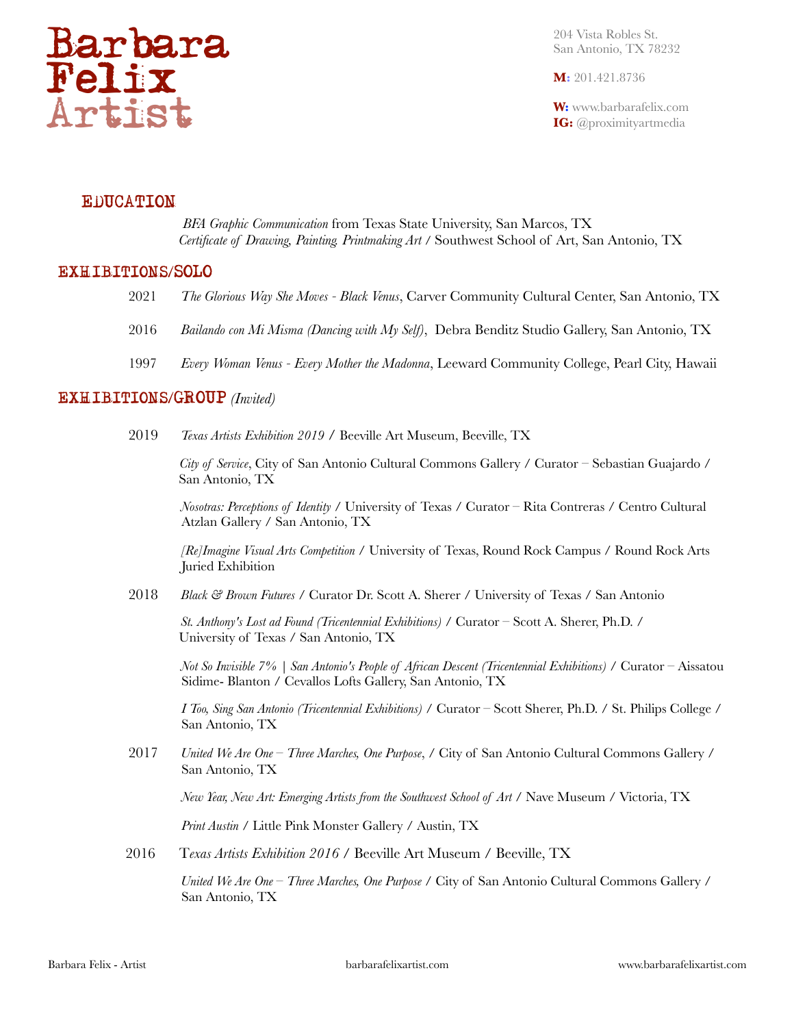# Barbara Felix Artist

204 Vista Robles St.
San Antonio, TX 78232

**M:** 201.421.8736

**W:** www.barbarafelix.com
**IG:** @proximityartmedia

## EDUCATION

*BFA Graphic Communication* from Texas State University, San Marcos, TX
*Certificate of Drawing, Painting. Printmaking Art* / Southwest School of Art, San Antonio, TX

## EXHIBITIONS/SOLO

2021 *The Glorious Way She Moves - Black Venus*, Carver Community Cultural Center, San Antonio, TX

2016 *Bailando con Mi Misma (Dancing with My Self)*, Debra Benditz Studio Gallery, San Antonio, TX

1997 *Every Woman Venus - Every Mother the Madonna*, Leeward Community College, Pearl City, Hawaii

## EXHIBITIONS/GROUP *(Invited)*

2019 *Texas Artists Exhibition 2019* / Beeville Art Museum, Beeville, TX

*City of Service*, City of San Antonio Cultural Commons Gallery / Curator – Sebastian Guajardo / San Antonio, TX

*Nosotras: Perceptions of Identity* / University of Texas / Curator – Rita Contreras / Centro Cultural Atzlan Gallery / San Antonio, TX

*[Re]Imagine Visual Arts Competition* / University of Texas, Round Rock Campus / Round Rock Arts Juried Exhibition

2018 *Black & Brown Futures* / Curator Dr. Scott A. Sherer / University of Texas / San Antonio

*St. Anthony's Lost ad Found (Tricentennial Exhibitions)* / Curator – Scott A. Sherer, Ph.D. / University of Texas / San Antonio, TX

*Not So Invisible 7% | San Antonio's People of African Descent (Tricentennial Exhibitions)* / Curator – Aissatou Sidime- Blanton / Cevallos Lofts Gallery, San Antonio, TX

*I Too, Sing San Antonio (Tricentennial Exhibitions)* / Curator – Scott Sherer, Ph.D. / St. Philips College / San Antonio, TX

2017 *United We Are One – Three Marches, One Purpose*, / City of San Antonio Cultural Commons Gallery / San Antonio, TX

*New Year, New Art: Emerging Artists from the Southwest School of Art* / Nave Museum / Victoria, TX

*Print Austin* / Little Pink Monster Gallery / Austin, TX

2016 *Texas Artists Exhibition 2016* / Beeville Art Museum / Beeville, TX

*United We Are One – Three Marches, One Purpose* / City of San Antonio Cultural Commons Gallery / San Antonio, TX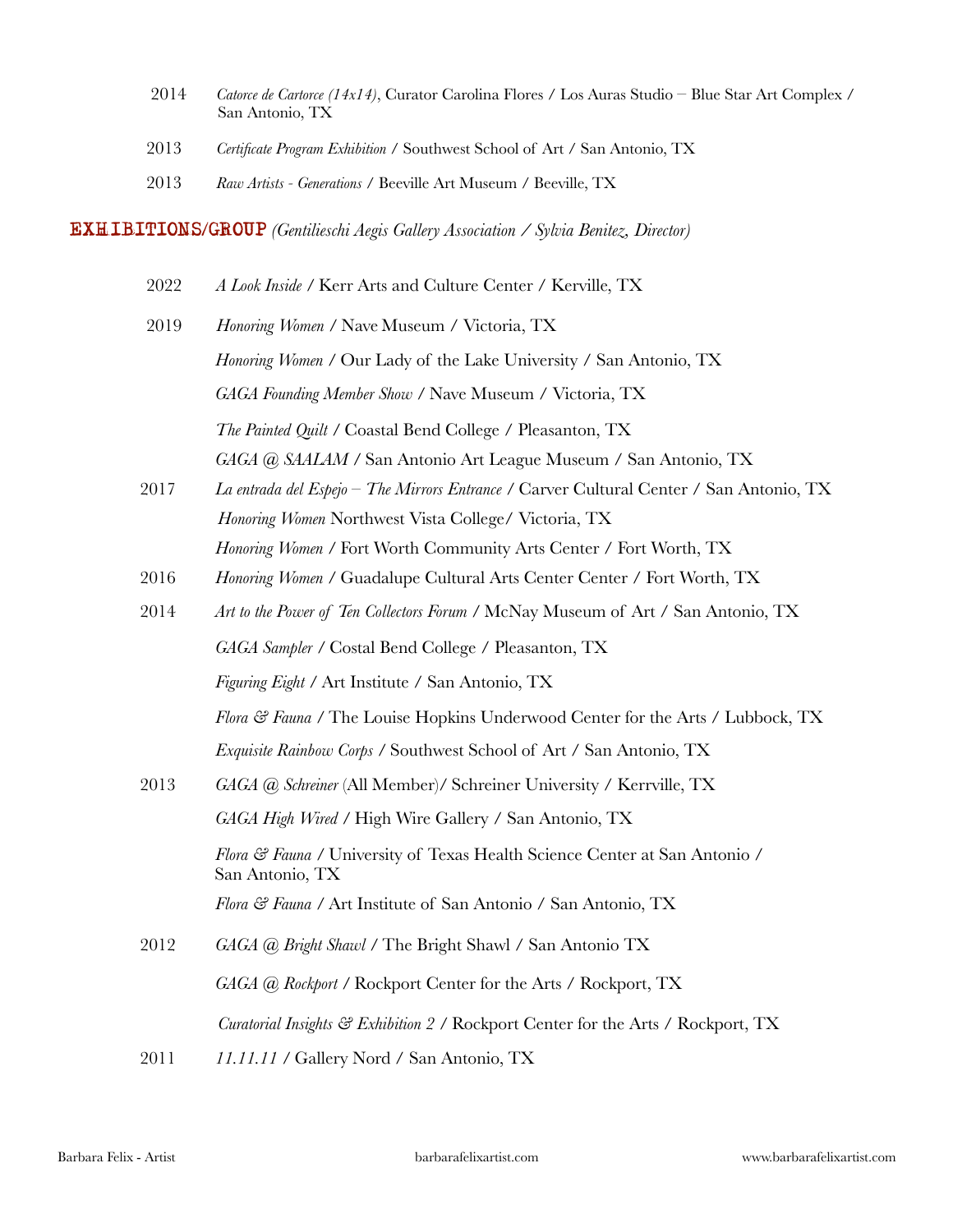2014 *Catorce de Cartorce (14x14)*, Curator Carolina Flores / Los Auras Studio – Blue Star Art Complex / San Antonio, TX

2013 *Certificate Program Exhibition* / Southwest School of Art / San Antonio, TX

2013 *Raw Artists - Generations* / Beeville Art Museum / Beeville, TX

## EXHIBITIONS/GROUP *(Gentilieschi Aegis Gallery Association / Sylvia Benitez, Director)*

2022 *A Look Inside* / Kerr Arts and Culture Center / Kerville, TX

2019 *Honoring Women* / Nave Museum / Victoria, TX

*Honoring Women* / Our Lady of the Lake University / San Antonio, TX

*GAGA Founding Member Show* / Nave Museum / Victoria, TX

*The Painted Quilt* / Coastal Bend College / Pleasanton, TX

*GAGA @ SAALAM* / San Antonio Art League Museum / San Antonio, TX

2017 *La entrada del Espejo – The Mirrors Entrance* / Carver Cultural Center / San Antonio, TX

*Honoring Women* Northwest Vista College/ Victoria, TX

*Honoring Women* / Fort Worth Community Arts Center / Fort Worth, TX

2016 *Honoring Women* / Guadalupe Cultural Arts Center Center / Fort Worth, TX

2014 *Art to the Power of Ten Collectors Forum* / McNay Museum of Art / San Antonio, TX

*GAGA Sampler* / Costal Bend College / Pleasanton, TX

*Figuring Eight* / Art Institute / San Antonio, TX

*Flora & Fauna* / The Louise Hopkins Underwood Center for the Arts / Lubbock, TX

*Exquisite Rainbow Corps* / Southwest School of Art / San Antonio, TX

2013 *GAGA @ Schreiner* (All Member)/ Schreiner University / Kerrville, TX

*GAGA High Wired* / High Wire Gallery / San Antonio, TX

*Flora & Fauna* / University of Texas Health Science Center at San Antonio / San Antonio, TX

*Flora & Fauna* / Art Institute of San Antonio / San Antonio, TX

2012 *GAGA @ Bright Shawl* / The Bright Shawl / San Antonio TX

*GAGA @ Rockport* / Rockport Center for the Arts / Rockport, TX

*Curatorial Insights & Exhibition 2* / Rockport Center for the Arts / Rockport, TX

2011 *11.11.11* / Gallery Nord / San Antonio, TX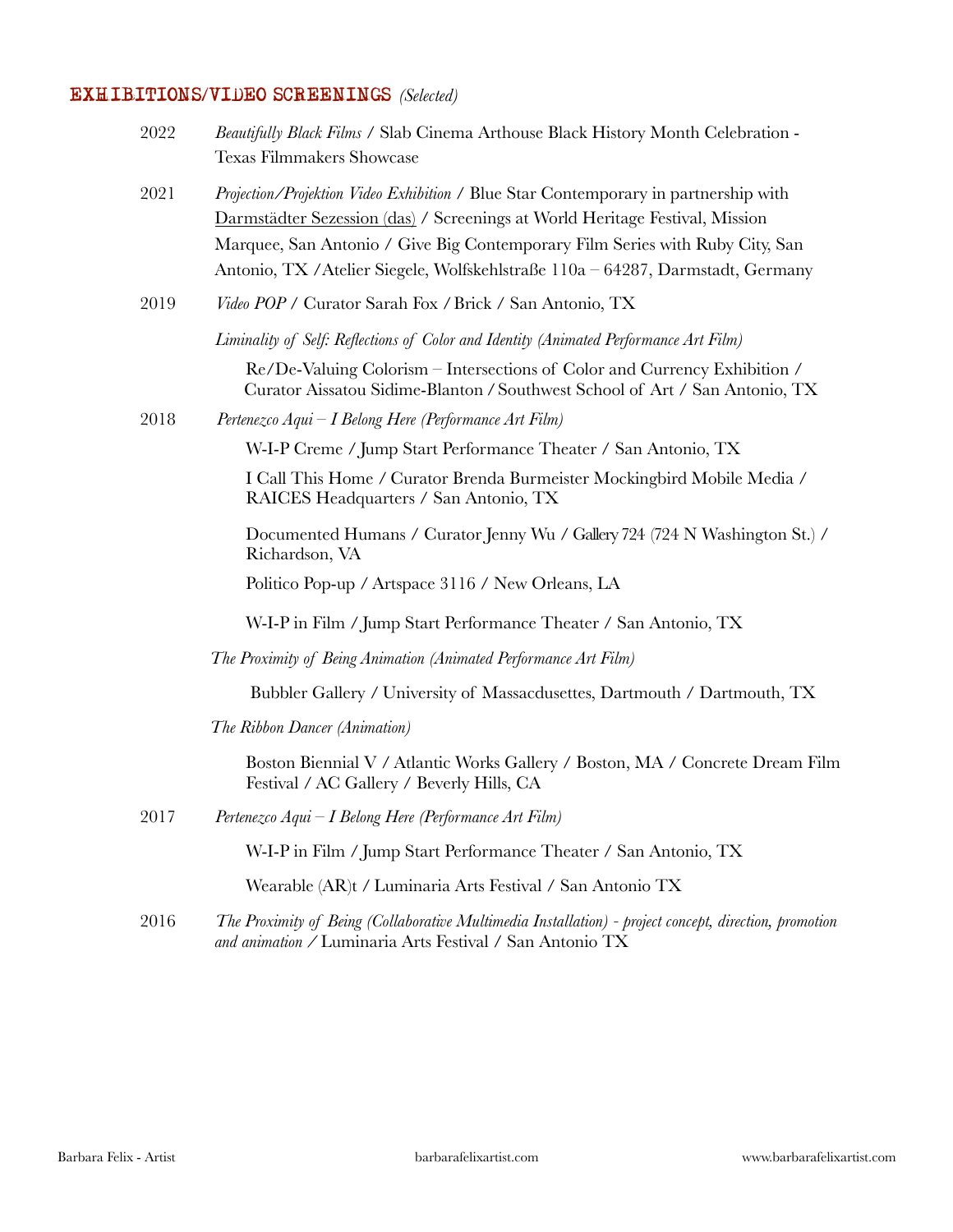## EXHIBITIONS/VIDEO SCREENINGS *(Selected)*

2022 *Beautifully Black Films* / Slab Cinema Arthouse Black History Month Celebration - Texas Filmmakers Showcase

2021 *Projection/Projektion Video Exhibition* / Blue Star Contemporary in partnership with Darmstädter Sezession (das) / Screenings at World Heritage Festival, Mission Marquee, San Antonio / Give Big Contemporary Film Series with Ruby City, San Antonio, TX /Atelier Siegele, Wolfskehlstraße 110a – 64287, Darmstadt, Germany

2019 *Video POP* / Curator Sarah Fox / Brick / San Antonio, TX

*Liminality of Self: Reflections of Color and Identity (Animated Performance Art Film)*

Re/De-Valuing Colorism – Intersections of Color and Currency Exhibition / Curator Aissatou Sidime-Blanton / Southwest School of Art / San Antonio, TX

2018 *Pertenezco Aqui – I Belong Here (Performance Art Film)*

W-I-P Creme / Jump Start Performance Theater / San Antonio, TX

I Call This Home / Curator Brenda Burmeister Mockingbird Mobile Media / RAICES Headquarters / San Antonio, TX

Documented Humans / Curator Jenny Wu / Gallery 724 (724 N Washington St.) / Richardson, VA

Politico Pop-up / Artspace 3116 / New Orleans, LA

W-I-P in Film / Jump Start Performance Theater / San Antonio, TX

*The Proximity of Being Animation (Animated Performance Art Film)*

Bubbler Gallery / University of Massacdusettes, Dartmouth / Dartmouth, TX

*The Ribbon Dancer (Animation)*

Boston Biennial V / Atlantic Works Gallery / Boston, MA / Concrete Dream Film Festival / AC Gallery / Beverly Hills, CA

2017 *Pertenezco Aqui – I Belong Here (Performance Art Film)*

W-I-P in Film / Jump Start Performance Theater / San Antonio, TX

Wearable (AR)t / Luminaria Arts Festival / San Antonio TX

2016 *The Proximity of Being (Collaborative Multimedia Installation) - project concept, direction, promotion and animation* / Luminaria Arts Festival / San Antonio TX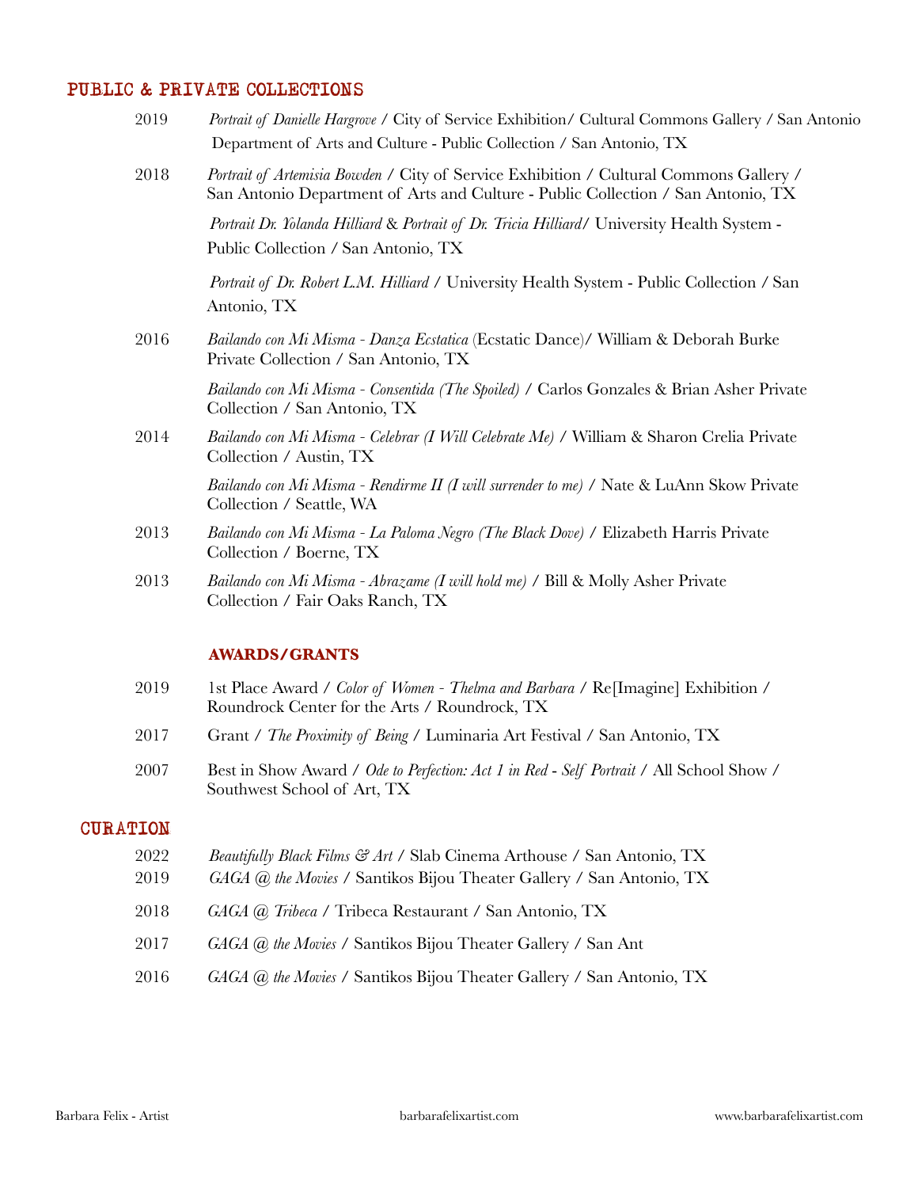## PUBLIC & PRIVATE COLLECTIONS

2019 — *Portrait of Danielle Hargrove* / City of Service Exhibition/ Cultural Commons Gallery / San Antonio Department of Arts and Culture - Public Collection / San Antonio, TX

2018 — *Portrait of Artemisia Bowden* / City of Service Exhibition / Cultural Commons Gallery / San Antonio Department of Arts and Culture - Public Collection / San Antonio, TX

*Portrait Dr. Yolanda Hilliard* & *Portrait of Dr. Tricia Hilliard*/ University Health System - Public Collection / San Antonio, TX

*Portrait of Dr. Robert L.M. Hilliard* / University Health System - Public Collection / San Antonio, TX

2016 — *Bailando con Mi Misma - Danza Ecstatica* (Ecstatic Dance)/ William & Deborah Burke Private Collection / San Antonio, TX

*Bailando con Mi Misma - Consentida (The Spoiled)* / Carlos Gonzales & Brian Asher Private Collection / San Antonio, TX

2014 — *Bailando con Mi Misma - Celebrar (I Will Celebrate Me)* / William & Sharon Crelia Private Collection / Austin, TX

*Bailando con Mi Misma - Rendirme II (I will surrender to me)* / Nate & LuAnn Skow Private Collection / Seattle, WA

2013 — *Bailando con Mi Misma - La Paloma Negro (The Black Dove)* / Elizabeth Harris Private Collection / Boerne, TX

2013 — *Bailando con Mi Misma - Abrazame (I will hold me)* / Bill & Molly Asher Private Collection / Fair Oaks Ranch, TX

## AWARDS/GRANTS

2019 — 1st Place Award / *Color of Women - Thelma and Barbara* / Re[Imagine] Exhibition / Roundrock Center for the Arts / Roundrock, TX

2017 — Grant / *The Proximity of Being* / Luminaria Art Festival / San Antonio, TX

2007 — Best in Show Award / *Ode to Perfection: Act 1 in Red - Self Portrait* / All School Show / Southwest School of Art, TX

## CURATION

2022 — *Beautifully Black Films & Art* / Slab Cinema Arthouse / San Antonio, TX

2019 — *GAGA @ the Movies* / Santikos Bijou Theater Gallery / San Antonio, TX

2018 — *GAGA @ Tribeca* / Tribeca Restaurant / San Antonio, TX

2017 — *GAGA @ the Movies* / Santikos Bijou Theater Gallery / San Ant

2016 — *GAGA @ the Movies* / Santikos Bijou Theater Gallery / San Antonio, TX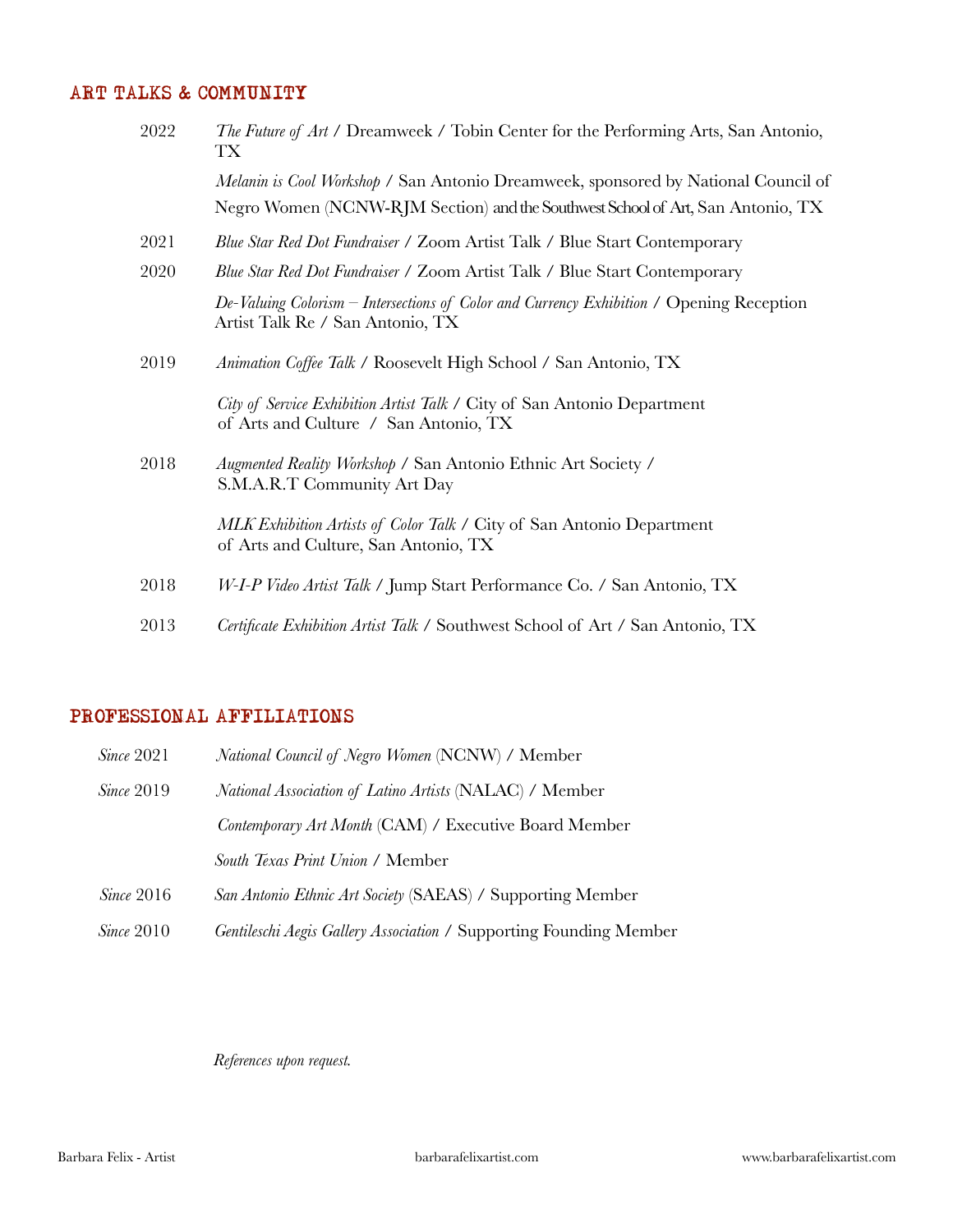## ART TALKS & COMMUNITY

| | |
|---|---|
| 2022 | *The Future of Art* / Dreamweek / Tobin Center for the Performing Arts, San Antonio, TX |
| | *Melanin is Cool Workshop* / San Antonio Dreamweek, sponsored by National Council of Negro Women (NCNW-RJM Section) and the Southwest School of Art, San Antonio, TX |
| 2021 | *Blue Star Red Dot Fundraiser* / Zoom Artist Talk / Blue Start Contemporary |
| 2020 | *Blue Star Red Dot Fundraiser* / Zoom Artist Talk / Blue Start Contemporary |
| | *De-Valuing Colorism – Intersections of Color and Currency Exhibition* / Opening Reception Artist Talk Re / San Antonio, TX |
| 2019 | *Animation Coffee Talk* / Roosevelt High School / San Antonio, TX |
| | *City of Service Exhibition Artist Talk* / City of San Antonio Department of Arts and Culture / San Antonio, TX |
| 2018 | *Augmented Reality Workshop* / San Antonio Ethnic Art Society / S.M.A.R.T Community Art Day |
| | *MLK Exhibition Artists of Color Talk* / City of San Antonio Department of Arts and Culture, San Antonio, TX |
| 2018 | *W-I-P Video Artist Talk* / Jump Start Performance Co. / San Antonio, TX |
| 2013 | *Certificate Exhibition Artist Talk* / Southwest School of Art / San Antonio, TX |

## PROFESSIONAL AFFILIATIONS

| | |
|---|---|
| *Since* 2021 | *National Council of Negro Women* (NCNW) / Member |
| *Since* 2019 | *National Association of Latino Artists* (NALAC) / Member |
| | *Contemporary Art Month* (CAM) / Executive Board Member |
| | *South Texas Print Union* / Member |
| *Since* 2016 | *San Antonio Ethnic Art Society* (SAEAS) / Supporting Member |
| *Since* 2010 | *Gentileschi Aegis Gallery Association* / Supporting Founding Member |

*References upon request.*